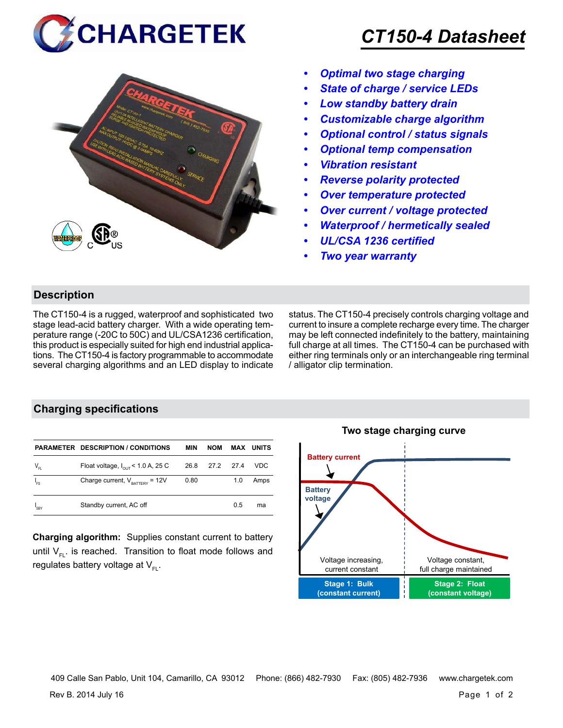# CT150-4 Datasheet

- *Optimal two stage charging*
- *State of charge / service LEDs*
- *Low standby battery drain*
- *Customizable charge algorithm*
- *Optional control / status signals*
- *Optional temp compensation*
- *Vibration resistant*
- *Reverse polarity protected*
- *Over temperature protected*
- *Over current / voltage protected*
- *Waterproof / hermetically sealed*
- *UL/CSA 1236 certified*
- *Two year warranty*

## Description

The CT150-4 is a rugged, waterproof and sophisticated two stage lead-acid battery charger. With a wide operating temperature range (-20C to 50C) and UL/CSA1236 certification, this product is especially suited for high end industrial applications. The CT150-4 is factory programmable to accommodate several charging algorithms and an LED display to indicate status. The CT150-4 precisely controls charging voltage and current to insure a complete recharge every time. The charger may be left connected indefinitely to the battery, maintaining full charge at all times. The CT150-4 can be purchased with either ring terminals only or an interchangeable ring terminal / alligator clip termination.

## Charging specifications

| PARAMETER | DESCRIPTION / CONDITIONS | MIN | NOM | MAX | UNITS |
|---|---|---|---|---|---|
| $V_{FL}$ | Float voltage, $I_{OUT}$ < 1.0 A, 25 C | 26.8 | 27.2 | 27.4 | VDC |
| $I_{FS}$ | Charge current, $V_{BATTERY}$ = 12V | 0.80 | | 1.0 | Amps |
| $I_{SBY}$ | Standby current, AC off | | | 0.5 | ma |

**Charging algorithm:** Supplies constant current to battery until $V_{FL}$. is reached. Transition to float mode follows and regulates battery voltage at $V_{FL}$.

**Two stage charging curve**

Battery current

Battery voltage

Voltage increasing, current constant

Voltage constant, full charge maintained

Stage 1: Bulk (constant current)

Stage 2: Float (constant voltage)

409 Calle San Pablo, Unit 104, Camarillo, CA 93012 Phone: (866) 482-7930 Fax: (805) 482-7936 www.chargetek.com

Rev B. 2014 July 16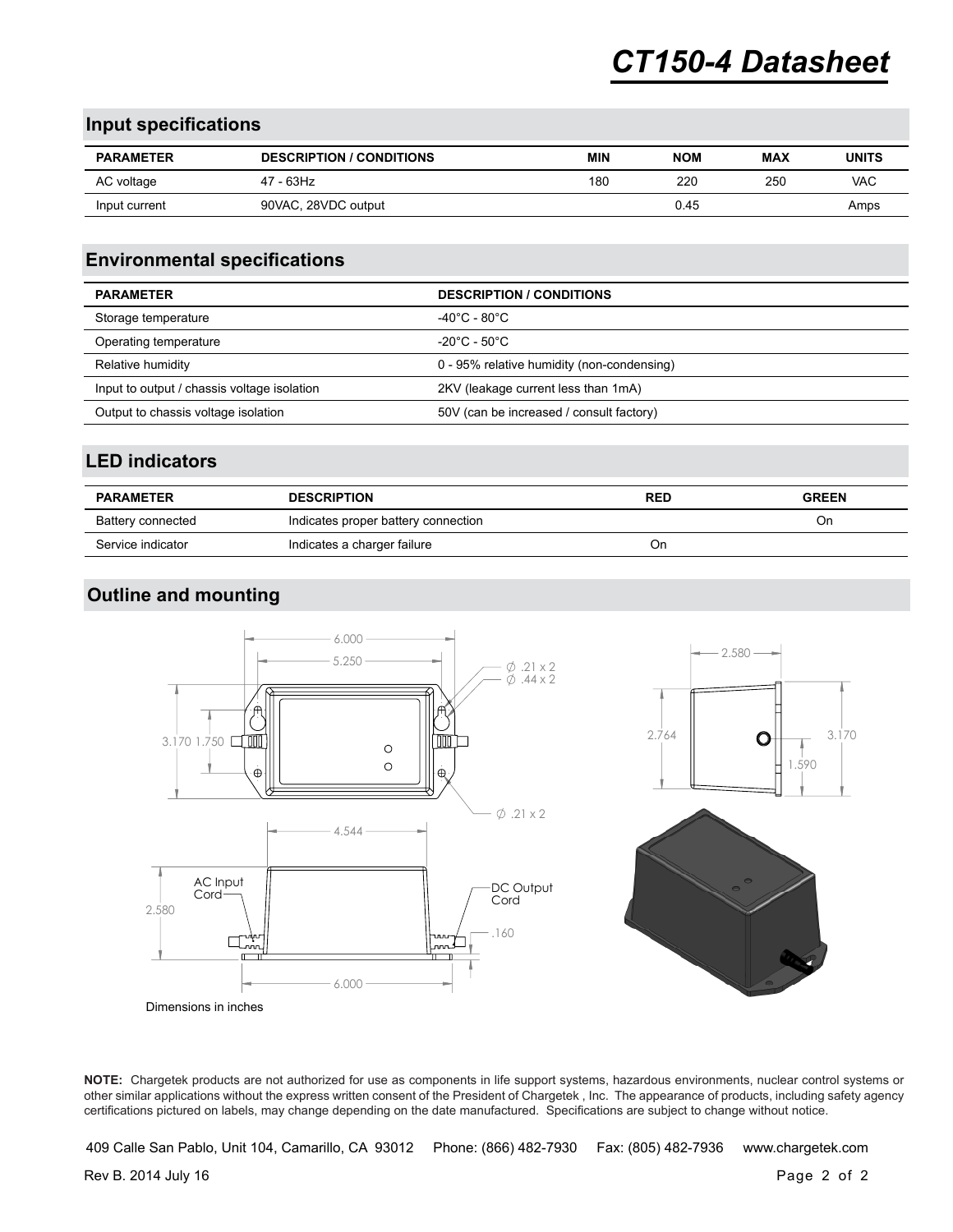# CT150-4 Datasheet

## Input specifications

| PARAMETER | DESCRIPTION / CONDITIONS | MIN | NOM | MAX | UNITS |
| --- | --- | --- | --- | --- | --- |
| AC voltage | 47 - 63Hz | 180 | 220 | 250 | VAC |
| Input current | 90VAC, 28VDC output | | 0.45 | | Amps |

## Environmental specifications

| PARAMETER | DESCRIPTION / CONDITIONS |
| --- | --- |
| Storage temperature | -40°C - 80°C |
| Operating temperature | -20°C - 50°C |
| Relative humidity | 0 - 95% relative humidity (non-condensing) |
| Input to output / chassis voltage isolation | 2KV (leakage current less than 1mA) |
| Output to chassis voltage isolation | 50V (can be increased / consult factory) |

## LED indicators

| PARAMETER | DESCRIPTION | RED | GREEN |
| --- | --- | --- | --- |
| Battery connected | Indicates proper battery connection | | On |
| Service indicator | Indicates a charger failure | On | |

## Outline and mounting

6.000

5.250

∅ .21 x 2

∅ .44 x 2

3.170 1.750

∅ .21 x 2

2.580

2.764

3.170

1.590

4.544

AC Input Cord

DC Output Cord

2.580

.160

6.000

Dimensions in inches

**NOTE:** Chargetek products are not authorized for use as components in life support systems, hazardous environments, nuclear control systems or other similar applications without the express written consent of the President of Chargetek , Inc. The appearance of products, including safety agency certifications pictured on labels, may change depending on the date manufactured. Specifications are subject to change without notice.

409 Calle San Pablo, Unit 104, Camarillo, CA 93012 Phone: (866) 482-7930 Fax: (805) 482-7936 www.chargetek.com

Rev B. 2014 July 16